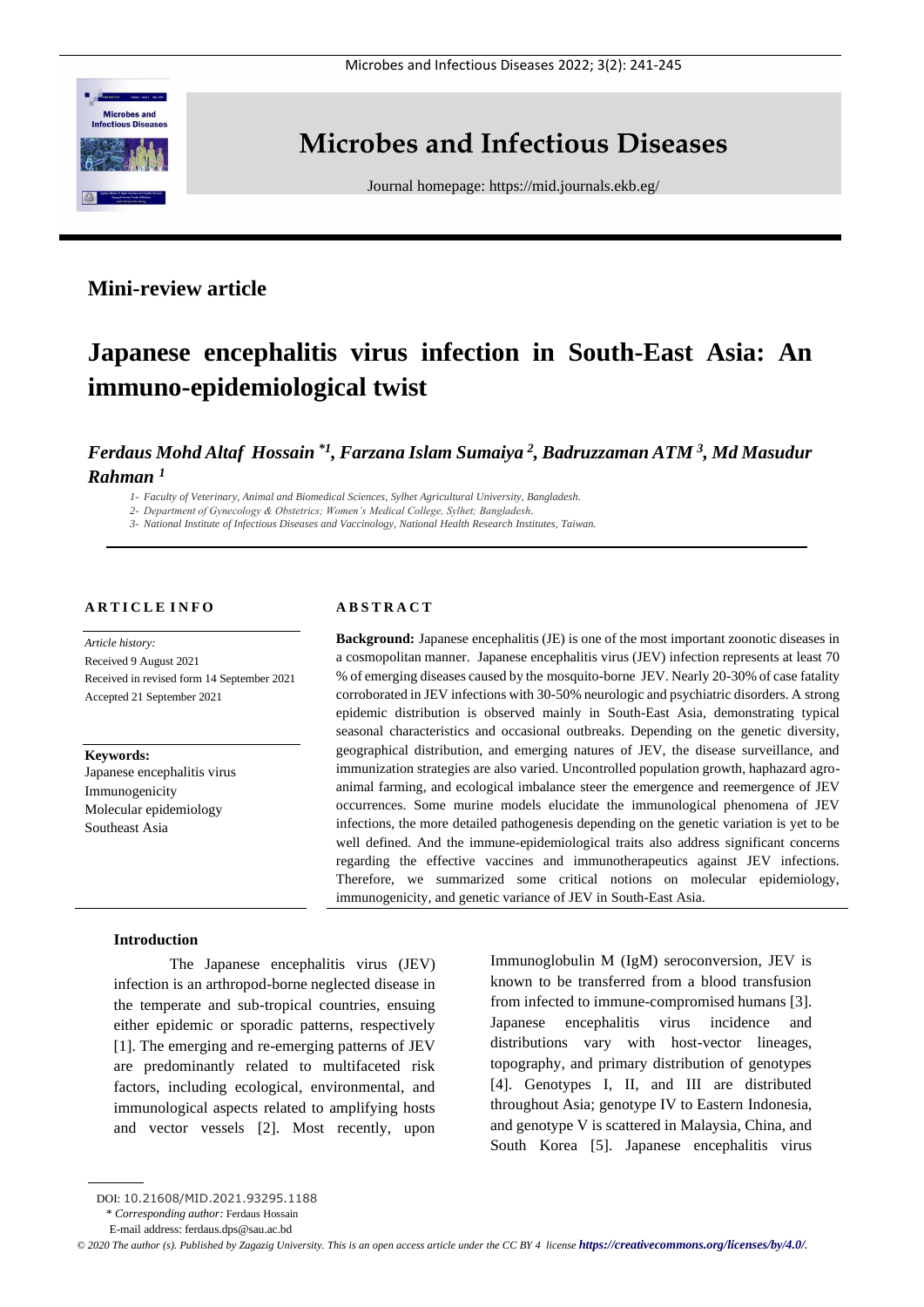# Microbes and Infectious Diseases

Journal homepage: https://mid.journals.ekb.eg/

## Mini-review article

# Japanese encephalitis virus infection in South-East Asia: An immuno-epidemiological twist

***Ferdaus Mohd Altaf Hossain \*1, Farzana Islam Sumaiya 2, Badruzzaman ATM 3, Md Masudur Rahman 1***

*1- Faculty of Veterinary, Animal and Biomedical Sciences, Sylhet Agricultural University, Bangladesh.*

*2- Department of Gynecology & Obstetrics; Women's Medical College, Sylhet; Bangladesh.*

*3- National Institute of Infectious Diseases and Vaccinology, National Health Research Institutes, Taiwan.*

**ARTICLE INFO**

*Article history:*
Received 9 August 2021
Received in revised form 14 September 2021
Accepted 21 September 2021

**Keywords:**
Japanese encephalitis virus
Immunogenicity
Molecular epidemiology
Southeast Asia

**ABSTRACT**

**Background:** Japanese encephalitis (JE) is one of the most important zoonotic diseases in a cosmopolitan manner. Japanese encephalitis virus (JEV) infection represents at least 70 % of emerging diseases caused by the mosquito-borne JEV. Nearly 20-30% of case fatality corroborated in JEV infections with 30-50% neurologic and psychiatric disorders. A strong epidemic distribution is observed mainly in South-East Asia, demonstrating typical seasonal characteristics and occasional outbreaks. Depending on the genetic diversity, geographical distribution, and emerging natures of JEV, the disease surveillance, and immunization strategies are also varied. Uncontrolled population growth, haphazard agro-animal farming, and ecological imbalance steer the emergence and reemergence of JEV occurrences. Some murine models elucidate the immunological phenomena of JEV infections, the more detailed pathogenesis depending on the genetic variation is yet to be well defined. And the immune-epidemiological traits also address significant concerns regarding the effective vaccines and immunotherapeutics against JEV infections. Therefore, we summarized some critical notions on molecular epidemiology, immunogenicity, and genetic variance of JEV in South-East Asia.

### Introduction

The Japanese encephalitis virus (JEV) infection is an arthropod-borne neglected disease in the temperate and sub-tropical countries, ensuing either epidemic or sporadic patterns, respectively [1]. The emerging and re-emerging patterns of JEV are predominantly related to multifaceted risk factors, including ecological, environmental, and immunological aspects related to amplifying hosts and vector vessels [2]. Most recently, upon Immunoglobulin M (IgM) seroconversion, JEV is known to be transferred from a blood transfusion from infected to immune-compromised humans [3]. Japanese encephalitis virus incidence and distributions vary with host-vector lineages, topography, and primary distribution of genotypes [4]. Genotypes I, II, and III are distributed throughout Asia; genotype IV to Eastern Indonesia, and genotype V is scattered in Malaysia, China, and South Korea [5]. Japanese encephalitis virus

DOI: 10.21608/MID.2021.93295.1188
\* *Corresponding author:* Ferdaus Hossain
E-mail address: ferdaus.dps@sau.ac.bd

*© 2020 The author (s). Published by Zagazig University. This is an open access article under the CC BY 4 license* ***https://creativecommons.org/licenses/by/4.0/.***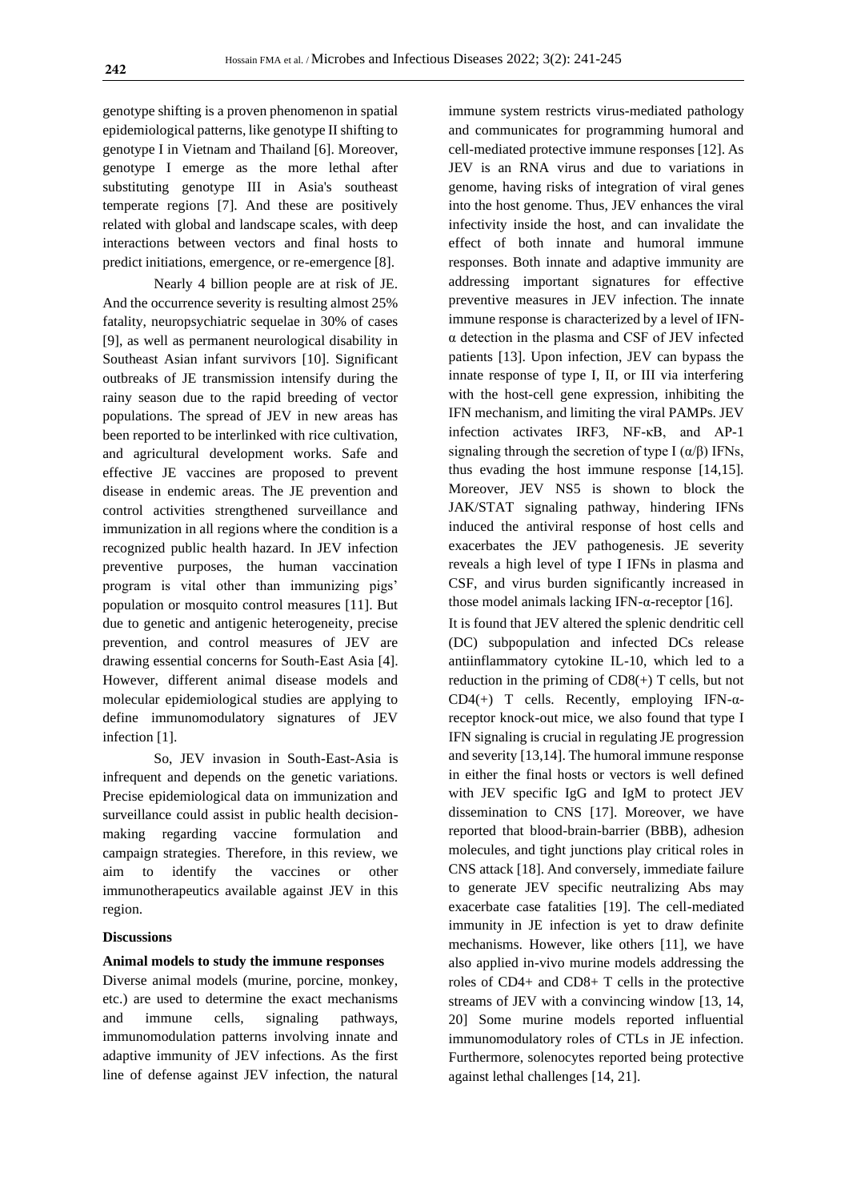genotype shifting is a proven phenomenon in spatial epidemiological patterns, like genotype II shifting to genotype I in Vietnam and Thailand [6]. Moreover, genotype I emerge as the more lethal after substituting genotype III in Asia's southeast temperate regions [7]. And these are positively related with global and landscape scales, with deep interactions between vectors and final hosts to predict initiations, emergence, or re-emergence [8].

Nearly 4 billion people are at risk of JE. And the occurrence severity is resulting almost 25% fatality, neuropsychiatric sequelae in 30% of cases [9], as well as permanent neurological disability in Southeast Asian infant survivors [10]. Significant outbreaks of JE transmission intensify during the rainy season due to the rapid breeding of vector populations. The spread of JEV in new areas has been reported to be interlinked with rice cultivation, and agricultural development works. Safe and effective JE vaccines are proposed to prevent disease in endemic areas. The JE prevention and control activities strengthened surveillance and immunization in all regions where the condition is a recognized public health hazard. In JEV infection preventive purposes, the human vaccination program is vital other than immunizing pigs' population or mosquito control measures [11]. But due to genetic and antigenic heterogeneity, precise prevention, and control measures of JEV are drawing essential concerns for South-East Asia [4]. However, different animal disease models and molecular epidemiological studies are applying to define immunomodulatory signatures of JEV infection [1].

So, JEV invasion in South-East-Asia is infrequent and depends on the genetic variations. Precise epidemiological data on immunization and surveillance could assist in public health decision-making regarding vaccine formulation and campaign strategies. Therefore, in this review, we aim to identify the vaccines or other immunotherapeutics available against JEV in this region.

## Discussions

### Animal models to study the immune responses

Diverse animal models (murine, porcine, monkey, etc.) are used to determine the exact mechanisms and immune cells, signaling pathways, immunomodulation patterns involving innate and adaptive immunity of JEV infections. As the first line of defense against JEV infection, the natural immune system restricts virus-mediated pathology and communicates for programming humoral and cell-mediated protective immune responses [12]. As JEV is an RNA virus and due to variations in genome, having risks of integration of viral genes into the host genome. Thus, JEV enhances the viral infectivity inside the host, and can invalidate the effect of both innate and humoral immune responses. Both innate and adaptive immunity are addressing important signatures for effective preventive measures in JEV infection. The innate immune response is characterized by a level of IFN-α detection in the plasma and CSF of JEV infected patients [13]. Upon infection, JEV can bypass the innate response of type I, II, or III via interfering with the host-cell gene expression, inhibiting the IFN mechanism, and limiting the viral PAMPs. JEV infection activates IRF3, NF-κB, and AP-1 signaling through the secretion of type I (α/β) IFNs, thus evading the host immune response [14,15]. Moreover, JEV NS5 is shown to block the JAK/STAT signaling pathway, hindering IFNs induced the antiviral response of host cells and exacerbates the JEV pathogenesis. JE severity reveals a high level of type I IFNs in plasma and CSF, and virus burden significantly increased in those model animals lacking IFN-α-receptor [16].

It is found that JEV altered the splenic dendritic cell (DC) subpopulation and infected DCs release antiinflammatory cytokine IL-10, which led to a reduction in the priming of CD8(+) T cells, but not CD4(+) T cells. Recently, employing IFN-α-receptor knock-out mice, we also found that type I IFN signaling is crucial in regulating JE progression and severity [13,14]. The humoral immune response in either the final hosts or vectors is well defined with JEV specific IgG and IgM to protect JEV dissemination to CNS [17]. Moreover, we have reported that blood-brain-barrier (BBB), adhesion molecules, and tight junctions play critical roles in CNS attack [18]. And conversely, immediate failure to generate JEV specific neutralizing Abs may exacerbate case fatalities [19]. The cell-mediated immunity in JE infection is yet to draw definite mechanisms. However, like others [11], we have also applied in-vivo murine models addressing the roles of CD4+ and CD8+ T cells in the protective streams of JEV with a convincing window [13, 14, 20] Some murine models reported influential immunomodulatory roles of CTLs in JE infection. Furthermore, solenocytes reported being protective against lethal challenges [14, 21].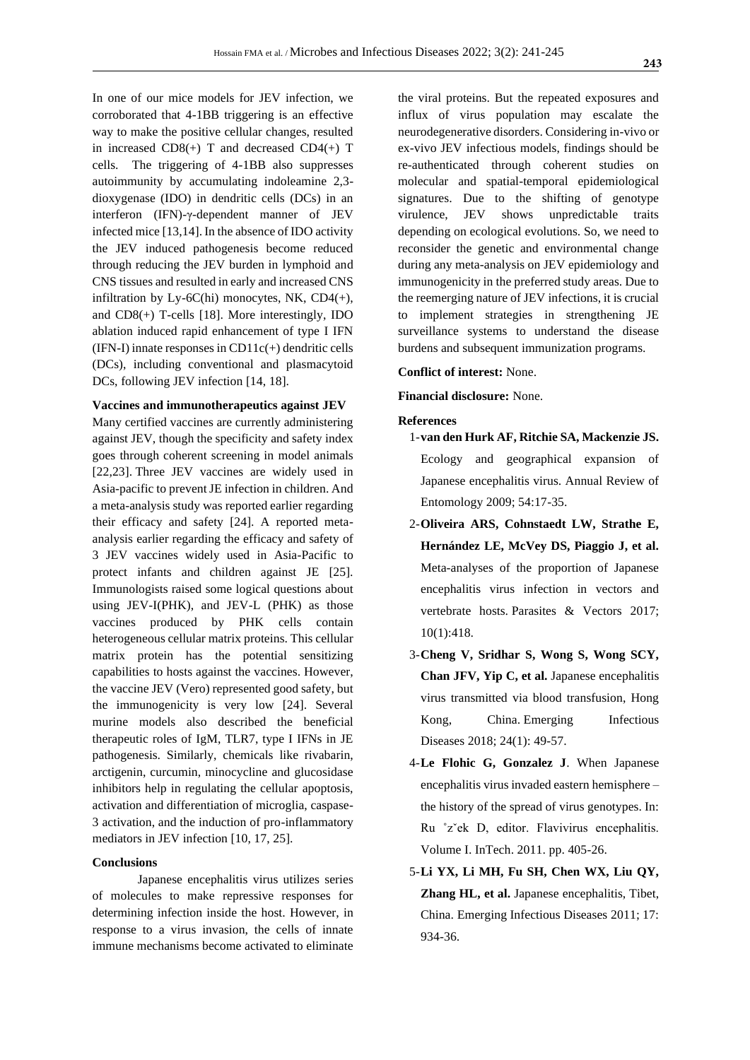In one of our mice models for JEV infection, we corroborated that 4-1BB triggering is an effective way to make the positive cellular changes, resulted in increased CD8(+) T and decreased CD4(+) T cells. The triggering of 4-1BB also suppresses autoimmunity by accumulating indoleamine 2,3-dioxygenase (IDO) in dendritic cells (DCs) in an interferon (IFN)-γ-dependent manner of JEV infected mice [13,14]. In the absence of IDO activity the JEV induced pathogenesis become reduced through reducing the JEV burden in lymphoid and CNS tissues and resulted in early and increased CNS infiltration by Ly-6C(hi) monocytes, NK, CD4(+), and CD8(+) T-cells [18]. More interestingly, IDO ablation induced rapid enhancement of type I IFN (IFN-I) innate responses in CD11c(+) dendritic cells (DCs), including conventional and plasmacytoid DCs, following JEV infection [14, 18].

### Vaccines and immunotherapeutics against JEV

Many certified vaccines are currently administering against JEV, though the specificity and safety index goes through coherent screening in model animals [22,23]. Three JEV vaccines are widely used in Asia-pacific to prevent JE infection in children. And a meta-analysis study was reported earlier regarding their efficacy and safety [24]. A reported meta-analysis earlier regarding the efficacy and safety of 3 JEV vaccines widely used in Asia-Pacific to protect infants and children against JE [25]. Immunologists raised some logical questions about using JEV-I(PHK), and JEV-L (PHK) as those vaccines produced by PHK cells contain heterogeneous cellular matrix proteins. This cellular matrix protein has the potential sensitizing capabilities to hosts against the vaccines. However, the vaccine JEV (Vero) represented good safety, but the immunogenicity is very low [24]. Several murine models also described the beneficial therapeutic roles of IgM, TLR7, type I IFNs in JE pathogenesis. Similarly, chemicals like rivabarin, arctigenin, curcumin, minocycline and glucosidase inhibitors help in regulating the cellular apoptosis, activation and differentiation of microglia, caspase-3 activation, and the induction of pro-inflammatory mediators in JEV infection [10, 17, 25].

### Conclusions

Japanese encephalitis virus utilizes series of molecules to make repressive responses for determining infection inside the host. However, in response to a virus invasion, the cells of innate immune mechanisms become activated to eliminate the viral proteins. But the repeated exposures and influx of virus population may escalate the neurodegenerative disorders. Considering in-vivo or ex-vivo JEV infectious models, findings should be re-authenticated through coherent studies on molecular and spatial-temporal epidemiological signatures. Due to the shifting of genotype virulence, JEV shows unpredictable traits depending on ecological evolutions. So, we need to reconsider the genetic and environmental change during any meta-analysis on JEV epidemiology and immunogenicity in the preferred study areas. Due to the reemerging nature of JEV infections, it is crucial to implement strategies in strengthening JE surveillance systems to understand the disease burdens and subsequent immunization programs.

**Conflict of interest:** None.

**Financial disclosure:** None.

### References

1- **van den Hurk AF, Ritchie SA, Mackenzie JS.** Ecology and geographical expansion of Japanese encephalitis virus. Annual Review of Entomology 2009; 54:17-35.

2- **Oliveira ARS, Cohnstaedt LW, Strathe E, Hernández LE, McVey DS, Piaggio J, et al.** Meta-analyses of the proportion of Japanese encephalitis virus infection in vectors and vertebrate hosts. Parasites & Vectors 2017; 10(1):418.

3- **Cheng V, Sridhar S, Wong S, Wong SCY, Chan JFV, Yip C, et al.** Japanese encephalitis virus transmitted via blood transfusion, Hong Kong, China. Emerging Infectious Diseases 2018; 24(1): 49-57.

4- **Le Flohic G, Gonzalez J**. When Japanese encephalitis virus invaded eastern hemisphere – the history of the spread of virus genotypes. In: Ru ˚zˇek D, editor. Flavivirus encephalitis. Volume I. InTech. 2011. pp. 405-26.

5- **Li YX, Li MH, Fu SH, Chen WX, Liu QY, Zhang HL, et al.** Japanese encephalitis, Tibet, China. Emerging Infectious Diseases 2011; 17: 934-36.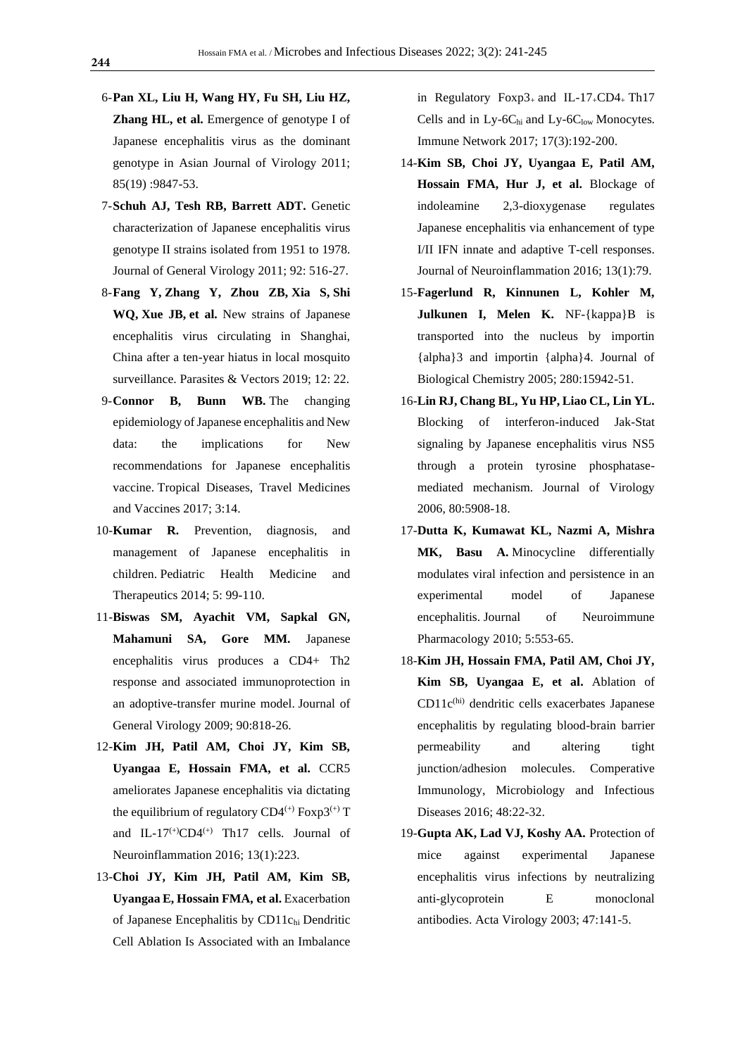6-**Pan XL, Liu H, Wang HY, Fu SH, Liu HZ, Zhang HL, et al.** Emergence of genotype I of Japanese encephalitis virus as the dominant genotype in Asian Journal of Virology 2011; 85(19) :9847-53.

7-**Schuh AJ, Tesh RB, Barrett ADT.** Genetic characterization of Japanese encephalitis virus genotype II strains isolated from 1951 to 1978. Journal of General Virology 2011; 92: 516-27.

8-**Fang Y, Zhang Y, Zhou ZB, Xia S, Shi WQ, Xue JB, et al.** New strains of Japanese encephalitis virus circulating in Shanghai, China after a ten-year hiatus in local mosquito surveillance. Parasites & Vectors 2019; 12: 22.

9-**Connor B, Bunn WB.** The changing epidemiology of Japanese encephalitis and New data: the implications for New recommendations for Japanese encephalitis vaccine. Tropical Diseases, Travel Medicines and Vaccines 2017; 3:14.

10-**Kumar R.** Prevention, diagnosis, and management of Japanese encephalitis in children. Pediatric Health Medicine and Therapeutics 2014; 5: 99-110.

11-**Biswas SM, Ayachit VM, Sapkal GN, Mahamuni SA, Gore MM.** Japanese encephalitis virus produces a CD4+ Th2 response and associated immunoprotection in an adoptive-transfer murine model. Journal of General Virology 2009; 90:818-26.

12-**Kim JH, Patil AM, Choi JY, Kim SB, Uyangaa E, Hossain FMA, et al.** CCR5 ameliorates Japanese encephalitis via dictating the equilibrium of regulatory $CD4^{(+)}$ $Foxp3^{(+)}$ T and $IL\text{-}17^{(+)}CD4^{(+)}$ Th17 cells. Journal of Neuroinflammation 2016; 13(1):223.

13-**Choi JY, Kim JH, Patil AM, Kim SB, Uyangaa E, Hossain FMA, et al.** Exacerbation of Japanese Encephalitis by $CD11c_{hi}$ Dendritic Cell Ablation Is Associated with an Imbalance in Regulatory $Foxp3_{+}$ and $IL\text{-}17_{+}CD4_{+}$ Th17 Cells and in $Ly\text{-}6C_{hi}$ and $Ly\text{-}6C_{low}$ Monocytes. Immune Network 2017; 17(3):192-200.

14-**Kim SB, Choi JY, Uyangaa E, Patil AM, Hossain FMA, Hur J, et al.** Blockage of indoleamine 2,3-dioxygenase regulates Japanese encephalitis via enhancement of type I/II IFN innate and adaptive T-cell responses. Journal of Neuroinflammation 2016; 13(1):79.

15-**Fagerlund R, Kinnunen L, Kohler M, Julkunen I, Melen K.** NF-{kappa}B is transported into the nucleus by importin {alpha}3 and importin {alpha}4. Journal of Biological Chemistry 2005; 280:15942-51.

16-**Lin RJ, Chang BL, Yu HP, Liao CL, Lin YL.** Blocking of interferon-induced Jak-Stat signaling by Japanese encephalitis virus NS5 through a protein tyrosine phosphatase-mediated mechanism. Journal of Virology 2006, 80:5908-18.

17-**Dutta K, Kumawat KL, Nazmi A, Mishra MK, Basu A.** Minocycline differentially modulates viral infection and persistence in an experimental model of Japanese encephalitis. Journal of Neuroimmune Pharmacology 2010; 5:553-65.

18-**Kim JH, Hossain FMA, Patil AM, Choi JY, Kim SB, Uyangaa E, et al.** Ablation of $CD11c^{(hi)}$ dendritic cells exacerbates Japanese encephalitis by regulating blood-brain barrier permeability and altering tight junction/adhesion molecules. Comperative Immunology, Microbiology and Infectious Diseases 2016; 48:22-32.

19-**Gupta AK, Lad VJ, Koshy AA.** Protection of mice against experimental Japanese encephalitis virus infections by neutralizing anti-glycoprotein E monoclonal antibodies. Acta Virology 2003; 47:141-5.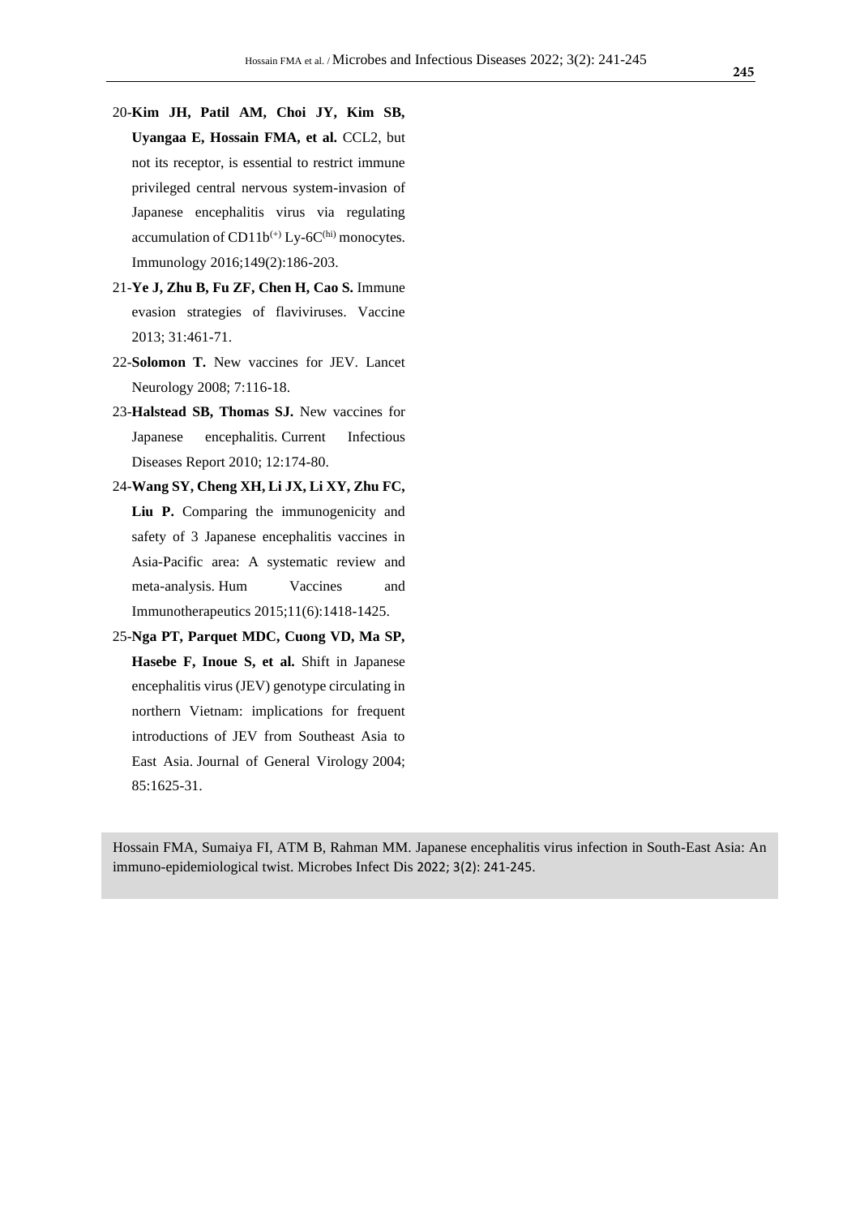20-**Kim JH, Patil AM, Choi JY, Kim SB, Uyangaa E, Hossain FMA, et al.** CCL2, but not its receptor, is essential to restrict immune privileged central nervous system-invasion of Japanese encephalitis virus via regulating accumulation of CD11b$^{(+)}$ Ly-6C$^{(hi)}$ monocytes. Immunology 2016;149(2):186-203.

21-**Ye J, Zhu B, Fu ZF, Chen H, Cao S.** Immune evasion strategies of flaviviruses. Vaccine 2013; 31:461-71.

22-**Solomon T.** New vaccines for JEV. Lancet Neurology 2008; 7:116-18.

23-**Halstead SB, Thomas SJ.** New vaccines for Japanese encephalitis. Current Infectious Diseases Report 2010; 12:174-80.

24-**Wang SY, Cheng XH, Li JX, Li XY, Zhu FC, Liu P.** Comparing the immunogenicity and safety of 3 Japanese encephalitis vaccines in Asia-Pacific area: A systematic review and meta-analysis. Hum Vaccines and Immunotherapeutics 2015;11(6):1418-1425.

25-**Nga PT, Parquet MDC, Cuong VD, Ma SP, Hasebe F, Inoue S, et al.** Shift in Japanese encephalitis virus (JEV) genotype circulating in northern Vietnam: implications for frequent introductions of JEV from Southeast Asia to East Asia. Journal of General Virology 2004; 85:1625-31.

Hossain FMA, Sumaiya FI, ATM B, Rahman MM. Japanese encephalitis virus infection in South-East Asia: An immuno-epidemiological twist. Microbes Infect Dis 2022; 3(2): 241-245.